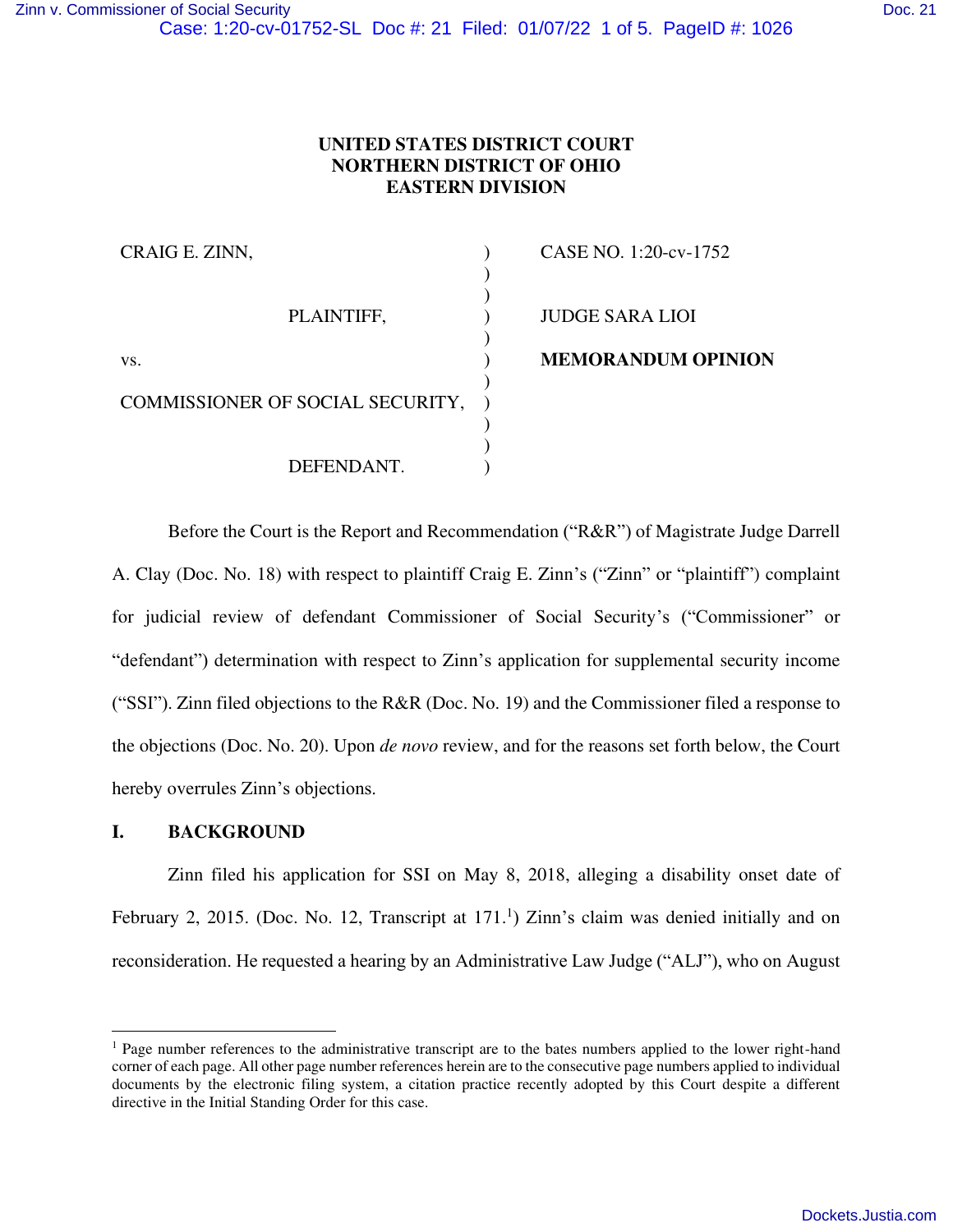# UNITED STATES DISTRICT COURT
## NORTHERN DISTRICT OF OHIO
## EASTERN DIVISION

| | | |
|---|---|---|
| CRAIG E. ZINN, | ) | CASE NO. 1:20-cv-1752 |
| | ) | |
| PLAINTIFF, | ) | JUDGE SARA LIOI |
| | ) | |
| vs. | ) | **MEMORANDUM OPINION** |
| | ) | |
| COMMISSIONER OF SOCIAL SECURITY, | ) | |
| | ) | |
| DEFENDANT. | ) | |

Before the Court is the Report and Recommendation ("R&R") of Magistrate Judge Darrell A. Clay (Doc. No. 18) with respect to plaintiff Craig E. Zinn's ("Zinn" or "plaintiff") complaint for judicial review of defendant Commissioner of Social Security's ("Commissioner" or "defendant") determination with respect to Zinn's application for supplemental security income ("SSI"). Zinn filed objections to the R&R (Doc. No. 19) and the Commissioner filed a response to the objections (Doc. No. 20). Upon *de novo* review, and for the reasons set forth below, the Court hereby overrules Zinn's objections.

## I. BACKGROUND

Zinn filed his application for SSI on May 8, 2018, alleging a disability onset date of February 2, 2015. (Doc. No. 12, Transcript at 171.[1]) Zinn's claim was denied initially and on reconsideration. He requested a hearing by an Administrative Law Judge ("ALJ"), who on August

---

[1] Page number references to the administrative transcript are to the bates numbers applied to the lower right-hand corner of each page. All other page number references herein are to the consecutive page numbers applied to individual documents by the electronic filing system, a citation practice recently adopted by this Court despite a different directive in the Initial Standing Order for this case.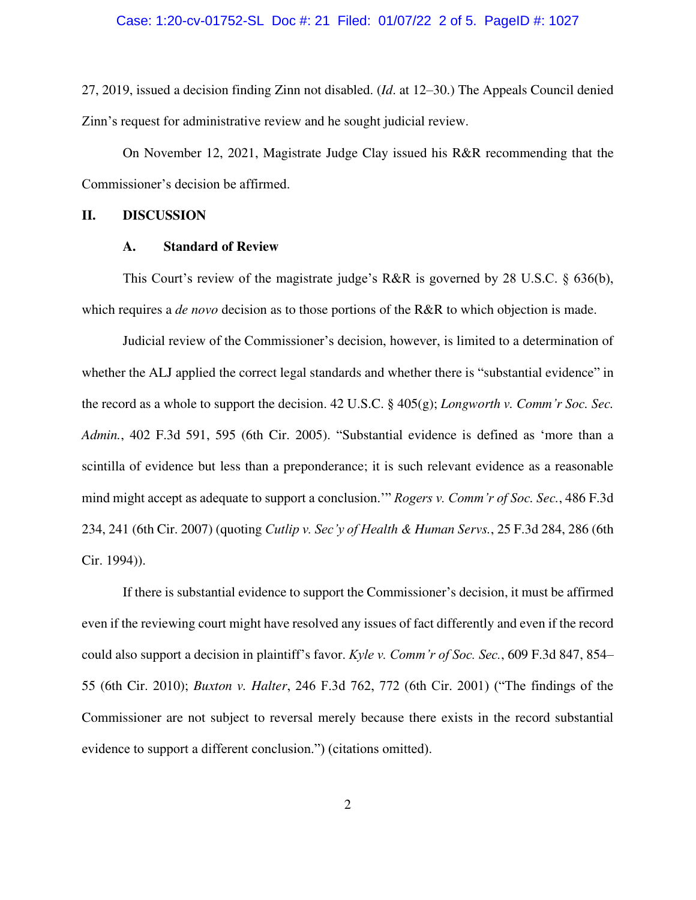27, 2019, issued a decision finding Zinn not disabled. (*Id*. at 12–30.) The Appeals Council denied Zinn's request for administrative review and he sought judicial review.

On November 12, 2021, Magistrate Judge Clay issued his R&R recommending that the Commissioner's decision be affirmed.

## II. DISCUSSION

### A. Standard of Review

This Court's review of the magistrate judge's R&R is governed by 28 U.S.C. § 636(b), which requires a *de novo* decision as to those portions of the R&R to which objection is made.

Judicial review of the Commissioner's decision, however, is limited to a determination of whether the ALJ applied the correct legal standards and whether there is "substantial evidence" in the record as a whole to support the decision. 42 U.S.C. § 405(g); *Longworth v. Comm'r Soc. Sec. Admin.*, 402 F.3d 591, 595 (6th Cir. 2005). "Substantial evidence is defined as 'more than a scintilla of evidence but less than a preponderance; it is such relevant evidence as a reasonable mind might accept as adequate to support a conclusion.'" *Rogers v. Comm'r of Soc. Sec.*, 486 F.3d 234, 241 (6th Cir. 2007) (quoting *Cutlip v. Sec'y of Health & Human Servs.*, 25 F.3d 284, 286 (6th Cir. 1994)).

If there is substantial evidence to support the Commissioner's decision, it must be affirmed even if the reviewing court might have resolved any issues of fact differently and even if the record could also support a decision in plaintiff's favor. *Kyle v. Comm'r of Soc. Sec.*, 609 F.3d 847, 854–55 (6th Cir. 2010); *Buxton v. Halter*, 246 F.3d 762, 772 (6th Cir. 2001) ("The findings of the Commissioner are not subject to reversal merely because there exists in the record substantial evidence to support a different conclusion.") (citations omitted).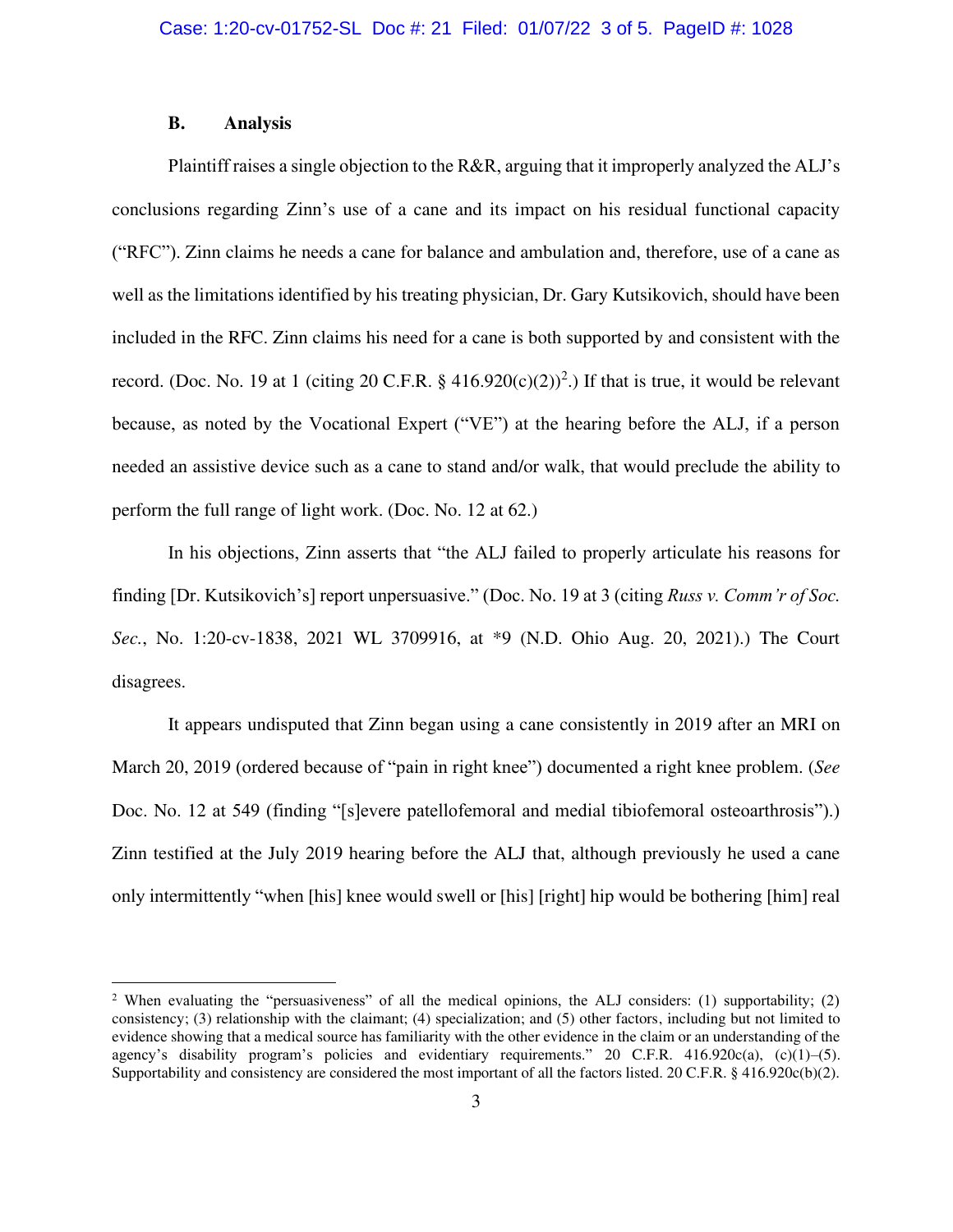### B. Analysis

Plaintiff raises a single objection to the R&R, arguing that it improperly analyzed the ALJ's conclusions regarding Zinn's use of a cane and its impact on his residual functional capacity ("RFC"). Zinn claims he needs a cane for balance and ambulation and, therefore, use of a cane as well as the limitations identified by his treating physician, Dr. Gary Kutsikovich, should have been included in the RFC. Zinn claims his need for a cane is both supported by and consistent with the record. (Doc. No. 19 at 1 (citing 20 C.F.R. § 416.920(c)(2))[2].) If that is true, it would be relevant because, as noted by the Vocational Expert ("VE") at the hearing before the ALJ, if a person needed an assistive device such as a cane to stand and/or walk, that would preclude the ability to perform the full range of light work. (Doc. No. 12 at 62.)

In his objections, Zinn asserts that "the ALJ failed to properly articulate his reasons for finding [Dr. Kutsikovich's] report unpersuasive." (Doc. No. 19 at 3 (citing *Russ v. Comm'r of Soc. Sec.*, No. 1:20-cv-1838, 2021 WL 3709916, at *9 (N.D. Ohio Aug. 20, 2021).) The Court disagrees.

It appears undisputed that Zinn began using a cane consistently in 2019 after an MRI on March 20, 2019 (ordered because of "pain in right knee") documented a right knee problem. (*See* Doc. No. 12 at 549 (finding "[s]evere patellofemoral and medial tibiofemoral osteoarthrosis").) Zinn testified at the July 2019 hearing before the ALJ that, although previously he used a cane only intermittently "when [his] knee would swell or [his] [right] hip would be bothering [him] real

---

[2] When evaluating the "persuasiveness" of all the medical opinions, the ALJ considers: (1) supportability; (2) consistency; (3) relationship with the claimant; (4) specialization; and (5) other factors, including but not limited to evidence showing that a medical source has familiarity with the other evidence in the claim or an understanding of the agency's disability program's policies and evidentiary requirements." 20 C.F.R. 416.920c(a), (c)(1)–(5). Supportability and consistency are considered the most important of all the factors listed. 20 C.F.R. § 416.920c(b)(2).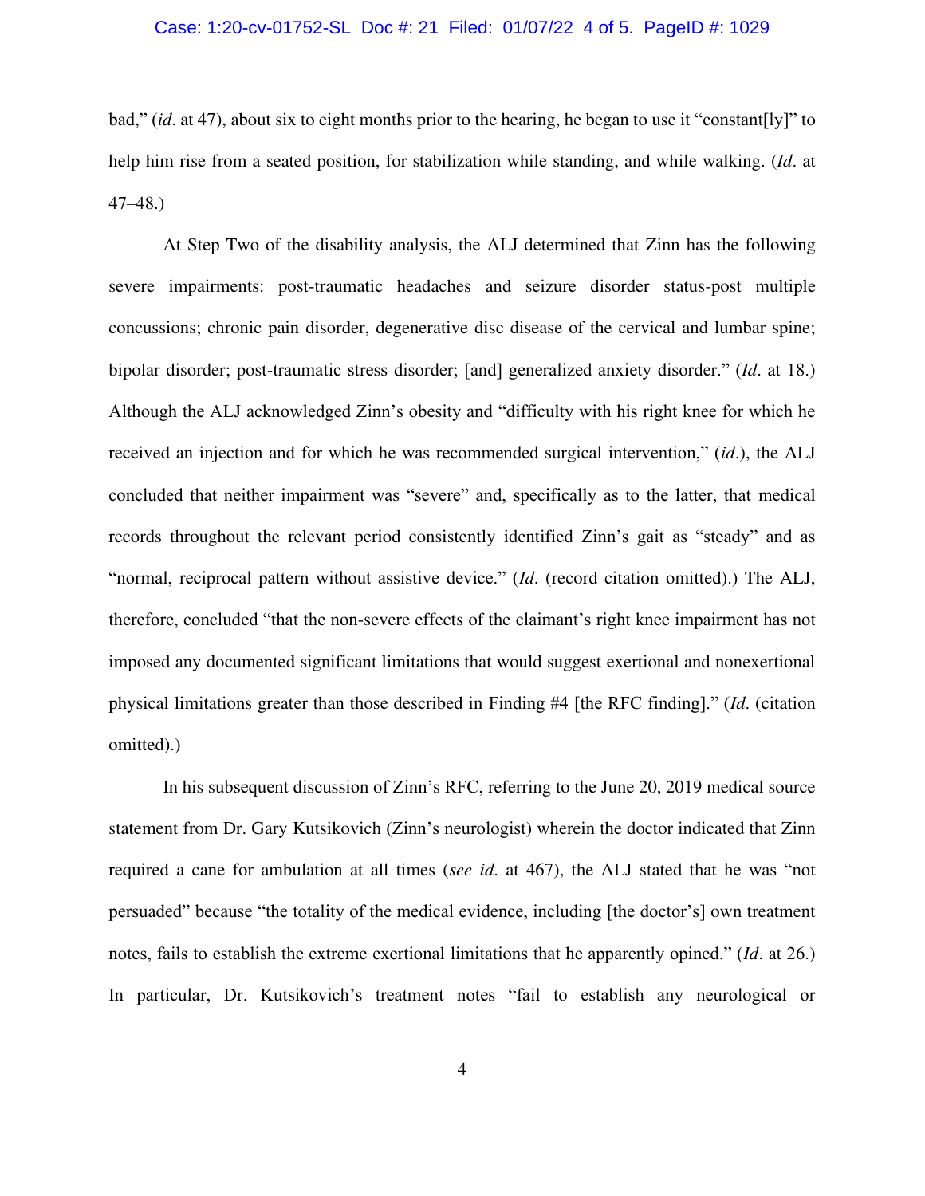bad," (*id*. at 47), about six to eight months prior to the hearing, he began to use it "constant[ly]" to help him rise from a seated position, for stabilization while standing, and while walking. (*Id*. at 47–48.)

At Step Two of the disability analysis, the ALJ determined that Zinn has the following severe impairments: post-traumatic headaches and seizure disorder status-post multiple concussions; chronic pain disorder, degenerative disc disease of the cervical and lumbar spine; bipolar disorder; post-traumatic stress disorder; [and] generalized anxiety disorder." (*Id*. at 18.) Although the ALJ acknowledged Zinn's obesity and "difficulty with his right knee for which he received an injection and for which he was recommended surgical intervention," (*id*.), the ALJ concluded that neither impairment was "severe" and, specifically as to the latter, that medical records throughout the relevant period consistently identified Zinn's gait as "steady" and as "normal, reciprocal pattern without assistive device." (*Id*. (record citation omitted).) The ALJ, therefore, concluded "that the non-severe effects of the claimant's right knee impairment has not imposed any documented significant limitations that would suggest exertional and nonexertional physical limitations greater than those described in Finding #4 [the RFC finding]." (*Id*. (citation omitted).)

In his subsequent discussion of Zinn's RFC, referring to the June 20, 2019 medical source statement from Dr. Gary Kutsikovich (Zinn's neurologist) wherein the doctor indicated that Zinn required a cane for ambulation at all times (*see id*. at 467), the ALJ stated that he was "not persuaded" because "the totality of the medical evidence, including [the doctor's] own treatment notes, fails to establish the extreme exertional limitations that he apparently opined." (*Id*. at 26.) In particular, Dr. Kutsikovich's treatment notes "fail to establish any neurological or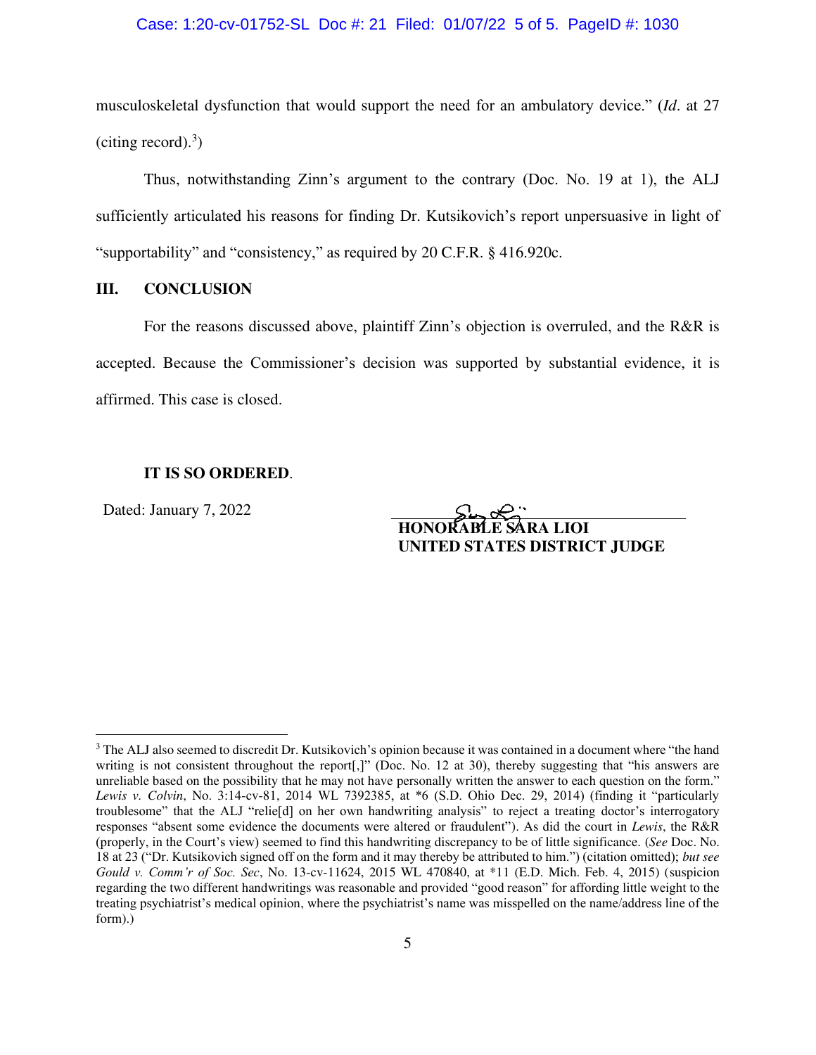musculoskeletal dysfunction that would support the need for an ambulatory device." (*Id*. at 27 (citing record).[3])

Thus, notwithstanding Zinn's argument to the contrary (Doc. No. 19 at 1), the ALJ sufficiently articulated his reasons for finding Dr. Kutsikovich's report unpersuasive in light of "supportability" and "consistency," as required by 20 C.F.R. § 416.920c.

## III. CONCLUSION

For the reasons discussed above, plaintiff Zinn's objection is overruled, and the R&R is accepted. Because the Commissioner's decision was supported by substantial evidence, it is affirmed. This case is closed.

**IT IS SO ORDERED**.

Dated: January 7, 2022

**HONORABLE SARA LIOI**
**UNITED STATES DISTRICT JUDGE**

---

[3] The ALJ also seemed to discredit Dr. Kutsikovich's opinion because it was contained in a document where "the hand writing is not consistent throughout the report[,]" (Doc. No. 12 at 30), thereby suggesting that "his answers are unreliable based on the possibility that he may not have personally written the answer to each question on the form." *Lewis v. Colvin*, No. 3:14-cv-81, 2014 WL 7392385, at *6 (S.D. Ohio Dec. 29, 2014) (finding it "particularly troublesome" that the ALJ "relie[d] on her own handwriting analysis" to reject a treating doctor's interrogatory responses "absent some evidence the documents were altered or fraudulent"). As did the court in *Lewis*, the R&R (properly, in the Court's view) seemed to find this handwriting discrepancy to be of little significance. (*See* Doc. No. 18 at 23 ("Dr. Kutsikovich signed off on the form and it may thereby be attributed to him.") (citation omitted); *but see Gould v. Comm'r of Soc. Sec*, No. 13-cv-11624, 2015 WL 470840, at *11 (E.D. Mich. Feb. 4, 2015) (suspicion regarding the two different handwritings was reasonable and provided "good reason" for affording little weight to the treating psychiatrist's medical opinion, where the psychiatrist's name was misspelled on the name/address line of the form).)